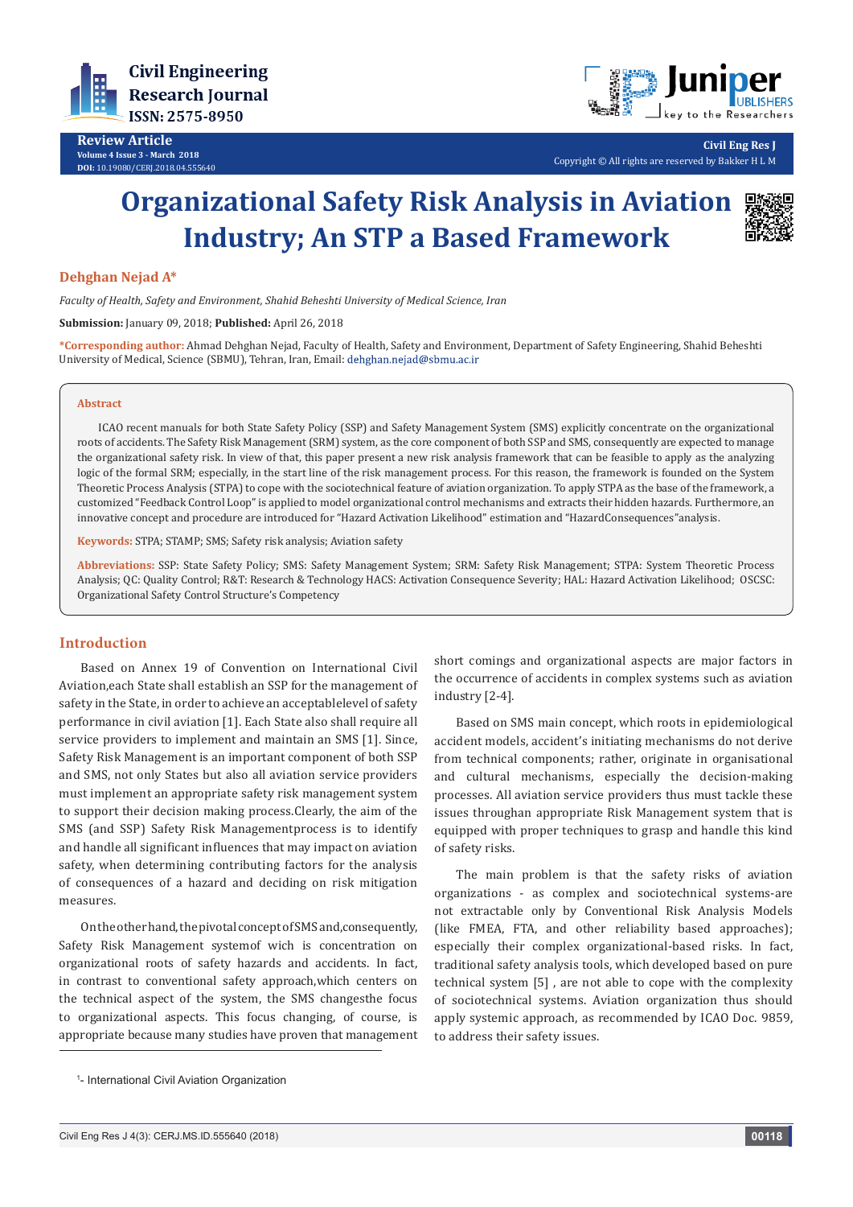Review Article

# Organizational Safety Risk Analysis in Aviation Industry; An STP a Based Framework

**Dehghan Nejad A***

*Faculty of Health, Safety and Environment, Shahid Beheshti University of Medical Science, Iran*

**Submission:** January 09, 2018; **Published:** April 26, 2018

***Corresponding author:** Ahmad Dehghan Nejad, Faculty of Health, Safety and Environment, Department of Safety Engineering, Shahid Beheshti University of Medical, Science (SBMU), Tehran, Iran, Email: dehghan.nejad@sbmu.ac.ir

### Abstract

ICAO recent manuals for both State Safety Policy (SSP) and Safety Management System (SMS) explicitly concentrate on the organizational roots of accidents. The Safety Risk Management (SRM) system, as the core component of both SSP and SMS, consequently are expected to manage the organizational safety risk. In view of that, this paper present a new risk analysis framework that can be feasible to apply as the analyzing logic of the formal SRM; especially, in the start line of the risk management process. For this reason, the framework is founded on the System Theoretic Process Analysis (STPA) to cope with the sociotechnical feature of aviation organization. To apply STPA as the base of the framework, a customized "Feedback Control Loop" is applied to model organizational control mechanisms and extracts their hidden hazards. Furthermore, an innovative concept and procedure are introduced for "Hazard Activation Likelihood" estimation and "HazardConsequences"analysis.

**Keywords:** STPA; STAMP; SMS; Safety risk analysis; Aviation safety

**Abbreviations:** SSP: State Safety Policy; SMS: Safety Management System; SRM: Safety Risk Management; STPA: System Theoretic Process Analysis; QC: Quality Control; R&T: Research & Technology HACS: Activation Consequence Severity; HAL: Hazard Activation Likelihood; OSCSC: Organizational Safety Control Structure's Competency

## Introduction

Based on Annex 19 of Convention on International Civil Aviation,each State shall establish an SSP for the management of safety in the State, in order to achieve an acceptablelevel of safety performance in civil aviation [1]. Each State also shall require all service providers to implement and maintain an SMS [1]. Since, Safety Risk Management is an important component of both SSP and SMS, not only States but also all aviation service providers must implement an appropriate safety risk management system to support their decision making process.Clearly, the aim of the SMS (and SSP) Safety Risk Managementprocess is to identify and handle all significant influences that may impact on aviation safety, when determining contributing factors for the analysis of consequences of a hazard and deciding on risk mitigation measures.

Ontheotherhand,thepivotalconceptofSMSand,consequently, Safety Risk Management systemof wich is concentration on organizational roots of safety hazards and accidents. In fact, in contrast to conventional safety approach,which centers on the technical aspect of the system, the SMS changesthe focus to organizational aspects. This focus changing, of course, is appropriate because many studies have proven that management short comings and organizational aspects are major factors in the occurrence of accidents in complex systems such as aviation industry [2-4].

Based on SMS main concept, which roots in epidemiological accident models, accident's initiating mechanisms do not derive from technical components; rather, originate in organisational and cultural mechanisms, especially the decision-making processes. All aviation service providers thus must tackle these issues throughan appropriate Risk Management system that is equipped with proper techniques to grasp and handle this kind of safety risks.

The main problem is that the safety risks of aviation organizations - as complex and sociotechnical systems-are not extractable only by Conventional Risk Analysis Models (like FMEA, FTA, and other reliability based approaches); especially their complex organizational-based risks. In fact, traditional safety analysis tools, which developed based on pure technical system [5] , are not able to cope with the complexity of sociotechnical systems. Aviation organization thus should apply systemic approach, as recommended by ICAO Doc. 9859, to address their safety issues.

[1]- International Civil Aviation Organization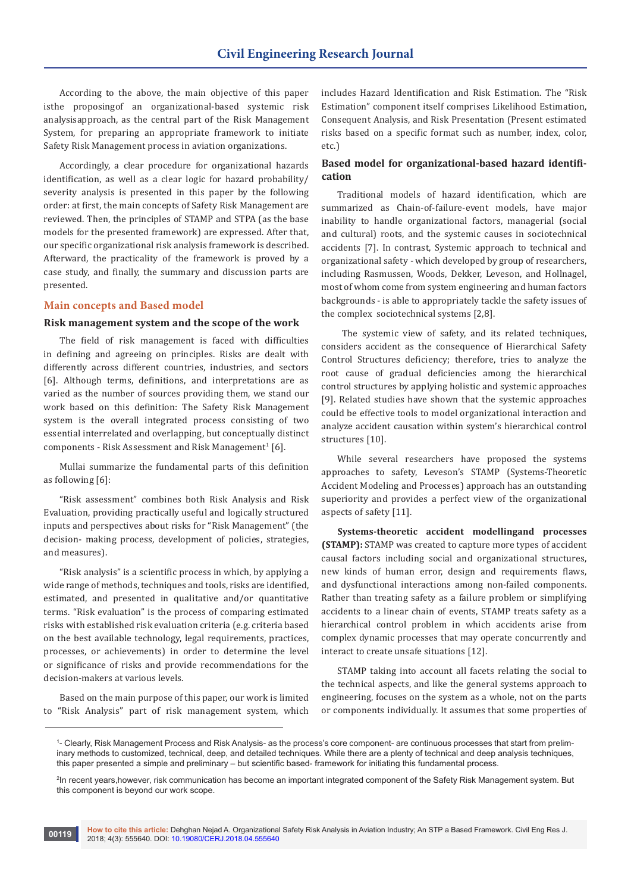According to the above, the main objective of this paper isthe proposingof an organizational-based systemic risk analysisapproach, as the central part of the Risk Management System, for preparing an appropriate framework to initiate Safety Risk Management process in aviation organizations.

Accordingly, a clear procedure for organizational hazards identification, as well as a clear logic for hazard probability/severity analysis is presented in this paper by the following order: at first, the main concepts of Safety Risk Management are reviewed. Then, the principles of STAMP and STPA (as the base models for the presented framework) are expressed. After that, our specific organizational risk analysis framework is described. Afterward, the practicality of the framework is proved by a case study, and finally, the summary and discussion parts are presented.

## Main concepts and Based model

### Risk management system and the scope of the work

The field of risk management is faced with difficulties in defining and agreeing on principles. Risks are dealt with differently across different countries, industries, and sectors [6]. Although terms, definitions, and interpretations are as varied as the number of sources providing them, we stand our work based on this definition: The Safety Risk Management system is the overall integrated process consisting of two essential interrelated and overlapping, but conceptually distinct components - Risk Assessment and Risk Management[1] [6].

Mullai summarize the fundamental parts of this definition as following [6]:

"Risk assessment" combines both Risk Analysis and Risk Evaluation, providing practically useful and logically structured inputs and perspectives about risks for "Risk Management" (the decision- making process, development of policies, strategies, and measures).

"Risk analysis" is a scientific process in which, by applying a wide range of methods, techniques and tools, risks are identified, estimated, and presented in qualitative and/or quantitative terms. "Risk evaluation" is the process of comparing estimated risks with established risk evaluation criteria (e.g. criteria based on the best available technology, legal requirements, practices, processes, or achievements) in order to determine the level or significance of risks and provide recommendations for the decision-makers at various levels.

Based on the main purpose of this paper, our work is limited to "Risk Analysis" part of risk management system, which includes Hazard Identification and Risk Estimation. The "Risk Estimation" component itself comprises Likelihood Estimation, Consequent Analysis, and Risk Presentation (Present estimated risks based on a specific format such as number, index, color, etc.)

### Based model for organizational-based hazard identification

Traditional models of hazard identification, which are summarized as Chain-of-failure-event models, have major inability to handle organizational factors, managerial (social and cultural) roots, and the systemic causes in sociotechnical accidents [7]. In contrast, Systemic approach to technical and organizational safety - which developed by group of researchers, including Rasmussen, Woods, Dekker, Leveson, and Hollnagel, most of whom come from system engineering and human factors backgrounds - is able to appropriately tackle the safety issues of the complex sociotechnical systems [2,8].

The systemic view of safety, and its related techniques, considers accident as the consequence of Hierarchical Safety Control Structures deficiency; therefore, tries to analyze the root cause of gradual deficiencies among the hierarchical control structures by applying holistic and systemic approaches [9]. Related studies have shown that the systemic approaches could be effective tools to model organizational interaction and analyze accident causation within system's hierarchical control structures [10].

While several researchers have proposed the systems approaches to safety, Leveson's STAMP (Systems-Theoretic Accident Modeling and Processes) approach has an outstanding superiority and provides a perfect view of the organizational aspects of safety [11].

**Systems-theoretic accident modellingand processes (STAMP):** STAMP was created to capture more types of accident causal factors including social and organizational structures, new kinds of human error, design and requirements flaws, and dysfunctional interactions among non-failed components. Rather than treating safety as a failure problem or simplifying accidents to a linear chain of events, STAMP treats safety as a hierarchical control problem in which accidents arise from complex dynamic processes that may operate concurrently and interact to create unsafe situations [12].

STAMP taking into account all facets relating the social to the technical aspects, and like the general systems approach to engineering, focuses on the system as a whole, not on the parts or components individually. It assumes that some properties of

---

[1]- Clearly, Risk Management Process and Risk Analysis- as the process's core component- are continuous processes that start from preliminary methods to customized, technical, deep, and detailed techniques. While there are a plenty of technical and deep analysis techniques, this paper presented a simple and preliminary – but scientific based- framework for initiating this fundamental process.

[2]In recent years,however, risk communication has become an important integrated component of the Safety Risk Management system. But this component is beyond our work scope.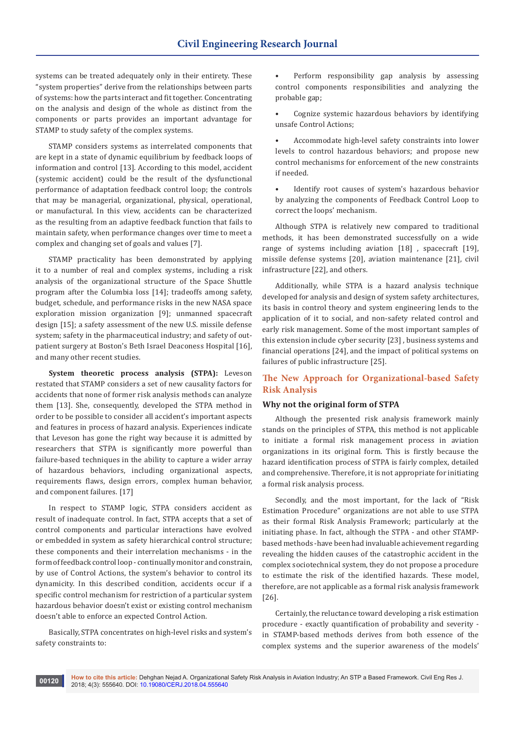systems can be treated adequately only in their entirety. These "system properties" derive from the relationships between parts of systems: how the parts interact and fit together. Concentrating on the analysis and design of the whole as distinct from the components or parts provides an important advantage for STAMP to study safety of the complex systems.

STAMP considers systems as interrelated components that are kept in a state of dynamic equilibrium by feedback loops of information and control [13]. According to this model, accident (systemic accident) could be the result of the dysfunctional performance of adaptation feedback control loop; the controls that may be managerial, organizational, physical, operational, or manufactural. In this view, accidents can be characterized as the resulting from an adaptive feedback function that fails to maintain safety, when performance changes over time to meet a complex and changing set of goals and values [7].

STAMP practicality has been demonstrated by applying it to a number of real and complex systems, including a risk analysis of the organizational structure of the Space Shuttle program after the Columbia loss [14]; tradeoffs among safety, budget, schedule, and performance risks in the new NASA space exploration mission organization [9]; unmanned spacecraft design [15]; a safety assessment of the new U.S. missile defense system; safety in the pharmaceutical industry; and safety of out-patient surgery at Boston's Beth Israel Deaconess Hospital [16], and many other recent studies.

**System theoretic process analysis (STPA):** Leveson restated that STAMP considers a set of new causality factors for accidents that none of former risk analysis methods can analyze them [13]. She, consequently, developed the STPA method in order to be possible to consider all accident's important aspects and features in process of hazard analysis. Experiences indicate that Leveson has gone the right way because it is admitted by researchers that STPA is significantly more powerful than failure-based techniques in the ability to capture a wider array of hazardous behaviors, including organizational aspects, requirements flaws, design errors, complex human behavior, and component failures. [17]

In respect to STAMP logic, STPA considers accident as result of inadequate control. In fact, STPA accepts that a set of control components and particular interactions have evolved or embedded in system as safety hierarchical control structure; these components and their interrelation mechanisms - in the form of feedback control loop - continually monitor and constrain, by use of Control Actions, the system's behavior to control its dynamicity. In this described condition, accidents occur if a specific control mechanism for restriction of a particular system hazardous behavior doesn't exist or existing control mechanism doesn't able to enforce an expected Control Action.

Basically, STPA concentrates on high-level risks and system's safety constraints to:

- Perform responsibility gap analysis by assessing control components responsibilities and analyzing the probable gap;
- Cognize systemic hazardous behaviors by identifying unsafe Control Actions;
- Accommodate high-level safety constraints into lower levels to control hazardous behaviors; and propose new control mechanisms for enforcement of the new constraints if needed.
- Identify root causes of system's hazardous behavior by analyzing the components of Feedback Control Loop to correct the loops' mechanism.

Although STPA is relatively new compared to traditional methods, it has been demonstrated successfully on a wide range of systems including aviation [18] , spacecraft [19], missile defense systems [20], aviation maintenance [21], civil infrastructure [22], and others.

Additionally, while STPA is a hazard analysis technique developed for analysis and design of system safety architectures, its basis in control theory and system engineering lends to the application of it to social, and non-safety related control and early risk management. Some of the most important samples of this extension include cyber security [23] , business systems and financial operations [24], and the impact of political systems on failures of public infrastructure [25].

## The New Approach for Organizational-based Safety Risk Analysis

### Why not the original form of STPA

Although the presented risk analysis framework mainly stands on the principles of STPA, this method is not applicable to initiate a formal risk management process in aviation organizations in its original form. This is firstly because the hazard identification process of STPA is fairly complex, detailed and comprehensive. Therefore, it is not appropriate for initiating a formal risk analysis process.

Secondly, and the most important, for the lack of "Risk Estimation Procedure" organizations are not able to use STPA as their formal Risk Analysis Framework; particularly at the initiating phase. In fact, although the STPA - and other STAMP-based methods - have been had invaluable achievement regarding revealing the hidden causes of the catastrophic accident in the complex sociotechnical system, they do not propose a procedure to estimate the risk of the identified hazards. These model, therefore, are not applicable as a formal risk analysis framework [26].

Certainly, the reluctance toward developing a risk estimation procedure - exactly quantification of probability and severity - in STAMP-based methods derives from both essence of the complex systems and the superior awareness of the models'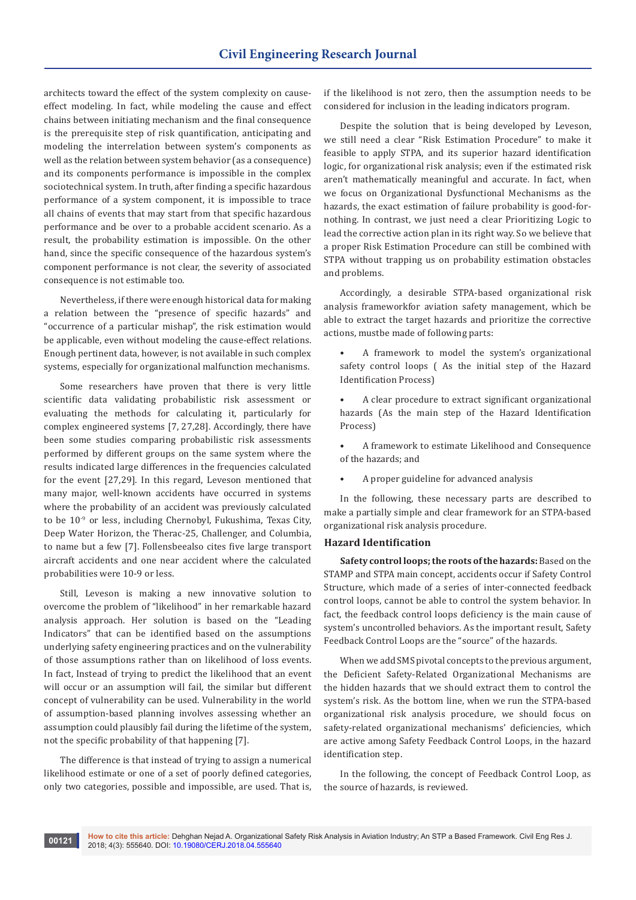architects toward the effect of the system complexity on cause-effect modeling. In fact, while modeling the cause and effect chains between initiating mechanism and the final consequence is the prerequisite step of risk quantification, anticipating and modeling the interrelation between system's components as well as the relation between system behavior (as a consequence) and its components performance is impossible in the complex sociotechnical system. In truth, after finding a specific hazardous performance of a system component, it is impossible to trace all chains of events that may start from that specific hazardous performance and be over to a probable accident scenario. As a result, the probability estimation is impossible. On the other hand, since the specific consequence of the hazardous system's component performance is not clear, the severity of associated consequence is not estimable too.

Nevertheless, if there were enough historical data for making a relation between the "presence of specific hazards" and "occurrence of a particular mishap", the risk estimation would be applicable, even without modeling the cause-effect relations. Enough pertinent data, however, is not available in such complex systems, especially for organizational malfunction mechanisms.

Some researchers have proven that there is very little scientific data validating probabilistic risk assessment or evaluating the methods for calculating it, particularly for complex engineered systems [7, 27,28]. Accordingly, there have been some studies comparing probabilistic risk assessments performed by different groups on the same system where the results indicated large differences in the frequencies calculated for the event [27,29]. In this regard, Leveson mentioned that many major, well-known accidents have occurred in systems where the probability of an accident was previously calculated to be $10^{-9}$ or less, including Chernobyl, Fukushima, Texas City, Deep Water Horizon, the Therac-25, Challenger, and Columbia, to name but a few [7]. Follensbeealso cites five large transport aircraft accidents and one near accident where the calculated probabilities were 10-9 or less.

Still, Leveson is making a new innovative solution to overcome the problem of "likelihood" in her remarkable hazard analysis approach. Her solution is based on the "Leading Indicators" that can be identified based on the assumptions underlying safety engineering practices and on the vulnerability of those assumptions rather than on likelihood of loss events. In fact, Instead of trying to predict the likelihood that an event will occur or an assumption will fail, the similar but different concept of vulnerability can be used. Vulnerability in the world of assumption-based planning involves assessing whether an assumption could plausibly fail during the lifetime of the system, not the specific probability of that happening [7].

The difference is that instead of trying to assign a numerical likelihood estimate or one of a set of poorly defined categories, only two categories, possible and impossible, are used. That is, if the likelihood is not zero, then the assumption needs to be considered for inclusion in the leading indicators program.

Despite the solution that is being developed by Leveson, we still need a clear "Risk Estimation Procedure" to make it feasible to apply STPA, and its superior hazard identification logic, for organizational risk analysis; even if the estimated risk aren't mathematically meaningful and accurate. In fact, when we focus on Organizational Dysfunctional Mechanisms as the hazards, the exact estimation of failure probability is good-for-nothing. In contrast, we just need a clear Prioritizing Logic to lead the corrective action plan in its right way. So we believe that a proper Risk Estimation Procedure can still be combined with STPA without trapping us on probability estimation obstacles and problems.

Accordingly, a desirable STPA-based organizational risk analysis frameworkfor aviation safety management, which be able to extract the target hazards and prioritize the corrective actions, mustbe made of following parts:

- A framework to model the system's organizational safety control loops ( As the initial step of the Hazard Identification Process)
- A clear procedure to extract significant organizational hazards (As the main step of the Hazard Identification Process)
- A framework to estimate Likelihood and Consequence of the hazards; and
- A proper guideline for advanced analysis

In the following, these necessary parts are described to make a partially simple and clear framework for an STPA-based organizational risk analysis procedure.

## Hazard Identification

**Safety control loops; the roots of the hazards:** Based on the STAMP and STPA main concept, accidents occur if Safety Control Structure, which made of a series of inter-connected feedback control loops, cannot be able to control the system behavior. In fact, the feedback control loops deficiency is the main cause of system's uncontrolled behaviors. As the important result, Safety Feedback Control Loops are the "source" of the hazards.

When we add SMS pivotal concepts to the previous argument, the Deficient Safety-Related Organizational Mechanisms are the hidden hazards that we should extract them to control the system's risk. As the bottom line, when we run the STPA-based organizational risk analysis procedure, we should focus on safety-related organizational mechanisms' deficiencies, which are active among Safety Feedback Control Loops, in the hazard identification step.

In the following, the concept of Feedback Control Loop, as the source of hazards, is reviewed.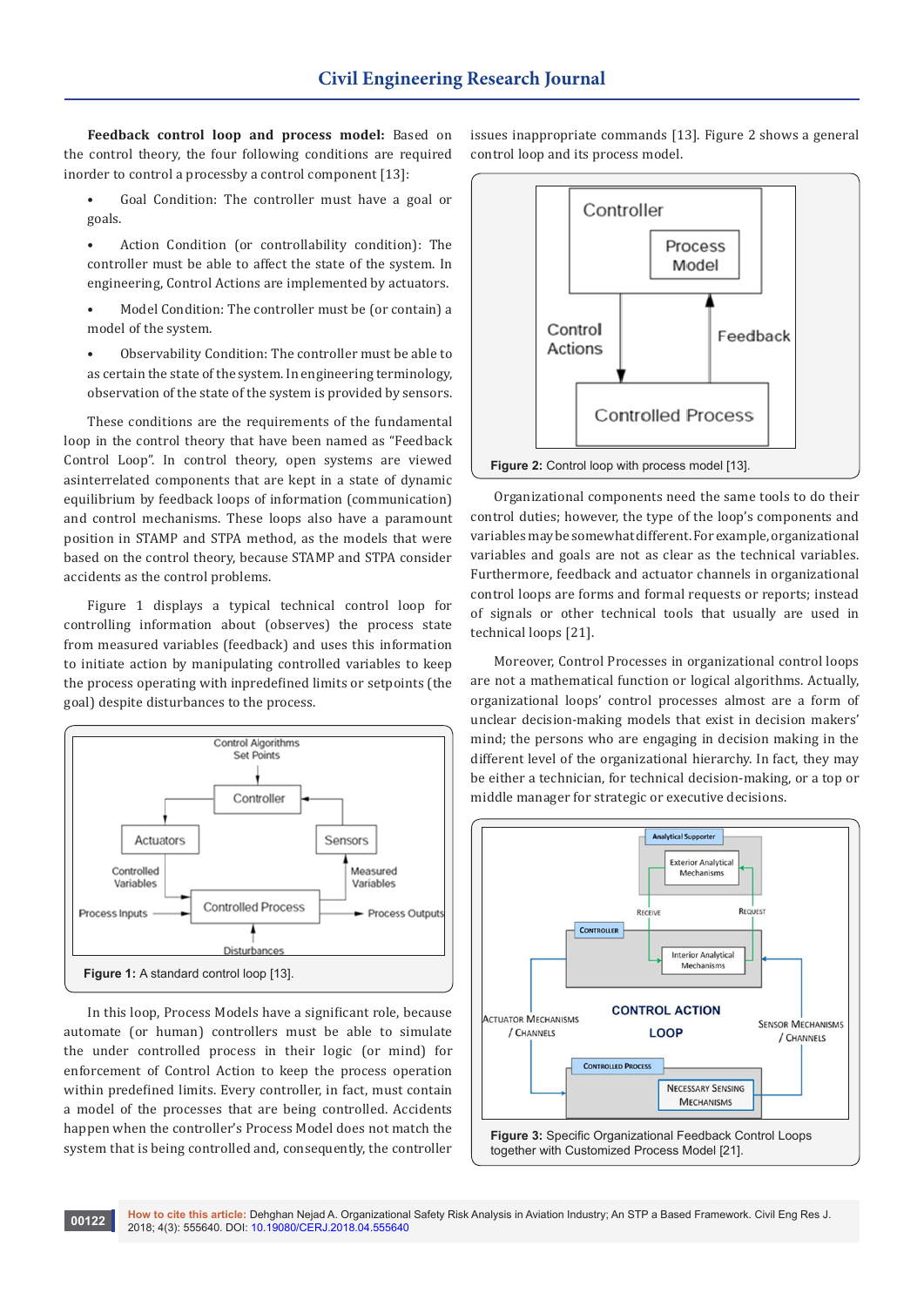**Feedback control loop and process model:** Based on the control theory, the four following conditions are required inorder to control a processby a control component [13]:

- Goal Condition: The controller must have a goal or goals.
- Action Condition (or controllability condition): The controller must be able to affect the state of the system. In engineering, Control Actions are implemented by actuators.
- Model Condition: The controller must be (or contain) a model of the system.
- Observability Condition: The controller must be able to as certain the state of the system. In engineering terminology, observation of the state of the system is provided by sensors.

These conditions are the requirements of the fundamental loop in the control theory that have been named as "Feedback Control Loop". In control theory, open systems are viewed asinterrelated components that are kept in a state of dynamic equilibrium by feedback loops of information (communication) and control mechanisms. These loops also have a paramount position in STAMP and STPA method, as the models that were based on the control theory, because STAMP and STPA consider accidents as the control problems.

Figure 1 displays a typical technical control loop for controlling information about (observes) the process state from measured variables (feedback) and uses this information to initiate action by manipulating controlled variables to keep the process operating with inpredefined limits or setpoints (the goal) despite disturbances to the process.

**Figure 1:** A standard control loop [13].

In this loop, Process Models have a significant role, because automate (or human) controllers must be able to simulate the under controlled process in their logic (or mind) for enforcement of Control Action to keep the process operation within predefined limits. Every controller, in fact, must contain a model of the processes that are being controlled. Accidents happen when the controller's Process Model does not match the system that is being controlled and, consequently, the controller issues inappropriate commands [13]. Figure 2 shows a general control loop and its process model.

**Figure 2:** Control loop with process model [13].

Organizational components need the same tools to do their control duties; however, the type of the loop's components and variables may be somewhat different. For example, organizational variables and goals are not as clear as the technical variables. Furthermore, feedback and actuator channels in organizational control loops are forms and formal requests or reports; instead of signals or other technical tools that usually are used in technical loops [21].

Moreover, Control Processes in organizational control loops are not a mathematical function or logical algorithms. Actually, organizational loops' control processes almost are a form of unclear decision-making models that exist in decision makers' mind; the persons who are engaging in decision making in the different level of the organizational hierarchy. In fact, they may be either a technician, for technical decision-making, or a top or middle manager for strategic or executive decisions.

**Figure 3:** Specific Organizational Feedback Control Loops together with Customized Process Model [21].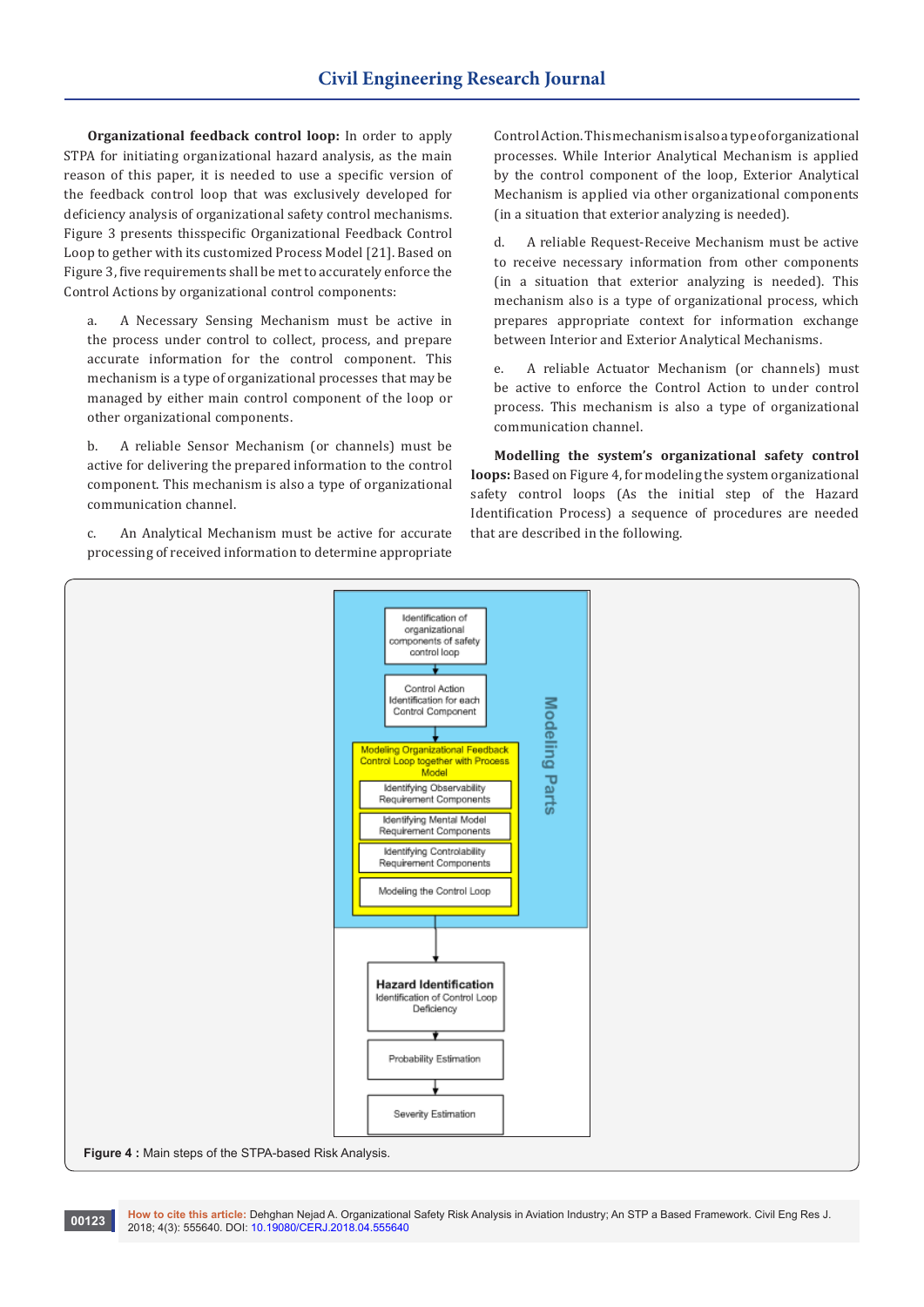**Organizational feedback control loop:** In order to apply STPA for initiating organizational hazard analysis, as the main reason of this paper, it is needed to use a specific version of the feedback control loop that was exclusively developed for deficiency analysis of organizational safety control mechanisms. Figure 3 presents thisspecific Organizational Feedback Control Loop to gether with its customized Process Model [21]. Based on Figure 3, five requirements shall be met to accurately enforce the Control Actions by organizational control components:

a. A Necessary Sensing Mechanism must be active in the process under control to collect, process, and prepare accurate information for the control component. This mechanism is a type of organizational processes that may be managed by either main control component of the loop or other organizational components.

b. A reliable Sensor Mechanism (or channels) must be active for delivering the prepared information to the control component. This mechanism is also a type of organizational communication channel.

c. An Analytical Mechanism must be active for accurate processing of received information to determine appropriate Control Action. This mechanism is also a type of organizational processes. While Interior Analytical Mechanism is applied by the control component of the loop, Exterior Analytical Mechanism is applied via other organizational components (in a situation that exterior analyzing is needed).

d. A reliable Request-Receive Mechanism must be active to receive necessary information from other components (in a situation that exterior analyzing is needed). This mechanism also is a type of organizational process, which prepares appropriate context for information exchange between Interior and Exterior Analytical Mechanisms.

e. A reliable Actuator Mechanism (or channels) must be active to enforce the Control Action to under control process. This mechanism is also a type of organizational communication channel.

**Modelling the system's organizational safety control loops:** Based on Figure 4, for modeling the system organizational safety control loops (As the initial step of the Hazard Identification Process) a sequence of procedures are needed that are described in the following.

**Figure 4 :** Main steps of the STPA-based Risk Analysis.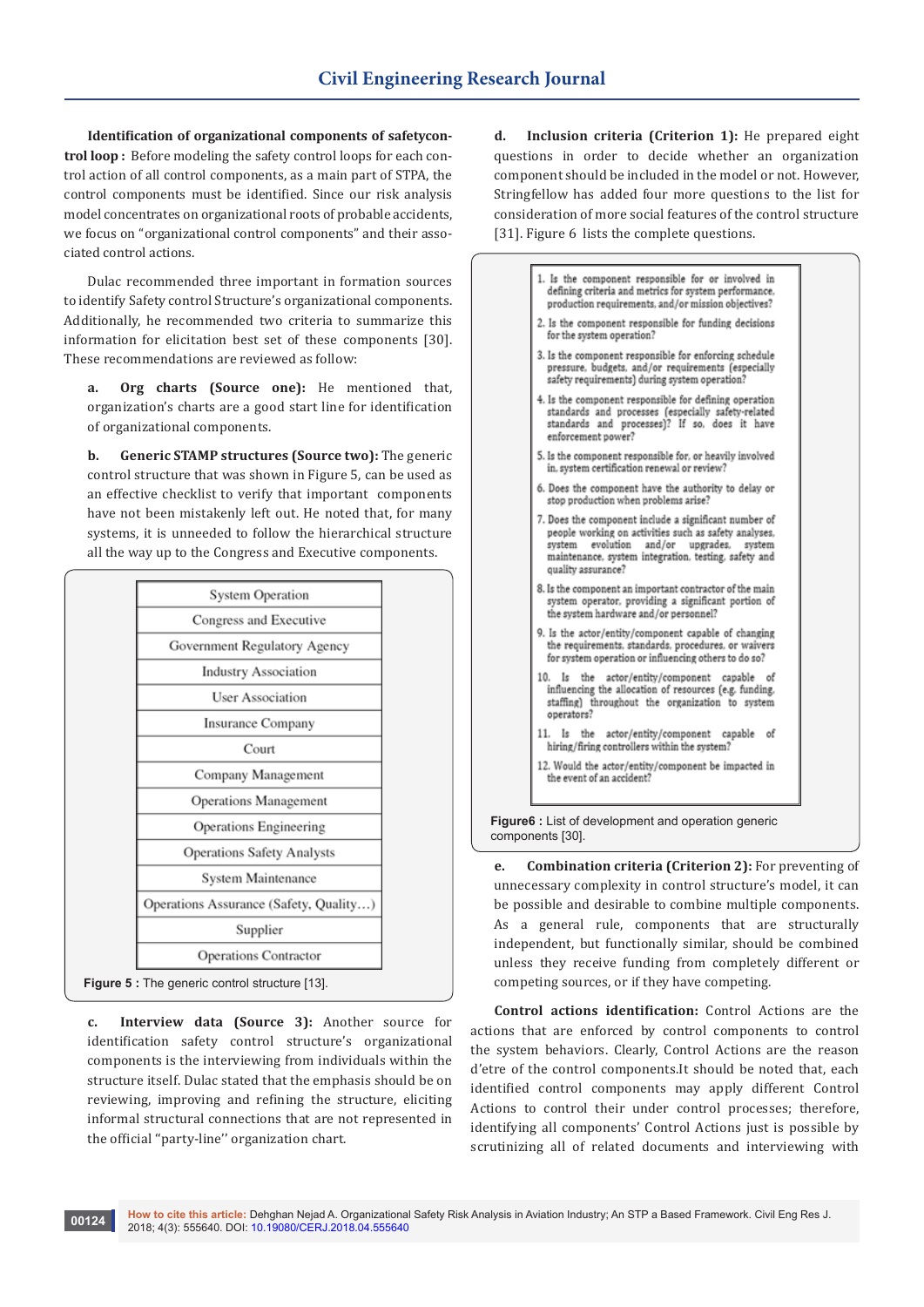**Identification of organizational components of safetycontrol loop :** Before modeling the safety control loops for each control action of all control components, as a main part of STPA, the control components must be identified. Since our risk analysis model concentrates on organizational roots of probable accidents, we focus on "organizational control components" and their associated control actions.

Dulac recommended three important in formation sources to identify Safety control Structure's organizational components. Additionally, he recommended two criteria to summarize this information for elicitation best set of these components [30]. These recommendations are reviewed as follow:

**a. Org charts (Source one):** He mentioned that, organization's charts are a good start line for identification of organizational components.

**b. Generic STAMP structures (Source two):** The generic control structure that was shown in Figure 5, can be used as an effective checklist to verify that important components have not been mistakenly left out. He noted that, for many systems, it is unneeded to follow the hierarchical structure all the way up to the Congress and Executive components.

| System Operation |
|---|
| Congress and Executive |
| Government Regulatory Agency |
| Industry Association |
| User Association |
| Insurance Company |
| Court |
| Company Management |
| Operations Management |
| Operations Engineering |
| Operations Safety Analysts |
| System Maintenance |
| Operations Assurance (Safety, Quality…) |
| Supplier |
| Operations Contractor |

**Figure 5 :** The generic control structure [13].

**c. Interview data (Source 3):** Another source for identification safety control structure's organizational components is the interviewing from individuals within the structure itself. Dulac stated that the emphasis should be on reviewing, improving and refining the structure, eliciting informal structural connections that are not represented in the official "party-line'' organization chart.

**d. Inclusion criteria (Criterion 1):** He prepared eight questions in order to decide whether an organization component should be included in the model or not. However, Stringfellow has added four more questions to the list for consideration of more social features of the control structure [31]. Figure 6 lists the complete questions.

1. Is the component responsible for or involved in defining criteria and metrics for system performance, production requirements, and/or mission objectives?
2. Is the component responsible for funding decisions for the system operation?
3. Is the component responsible for enforcing schedule pressure, budgets, and/or requirements (especially safety requirements) during system operation?
4. Is the component responsible for defining operation standards and processes (especially safety-related standards and processes)? If so, does it have enforcement power?
5. Is the component responsible for, or heavily involved in, system certification renewal or review?
6. Does the component have the authority to delay or stop production when problems arise?
7. Does the component include a significant number of people working on activities such as safety analyses, system evolution and/or upgrades, system maintenance, system integration, testing, safety and quality assurance?
8. Is the component an important contractor of the main system operator, providing a significant portion of the system hardware and/or personnel?
9. Is the actor/entity/component capable of changing the requirements, standards, procedures, or waivers for system operation or influencing others to do so?
10. Is the actor/entity/component capable of influencing the allocation of resources (e.g. funding, staffing) throughout the organization to system operators?
11. Is the actor/entity/component capable of hiring/firing controllers within the system?
12. Would the actor/entity/component be impacted in the event of an accident?

**Figure6 :** List of development and operation generic components [30].

**e. Combination criteria (Criterion 2):** For preventing of unnecessary complexity in control structure's model, it can be possible and desirable to combine multiple components. As a general rule, components that are structurally independent, but functionally similar, should be combined unless they receive funding from completely different or competing sources, or if they have competing.

**Control actions identification:** Control Actions are the actions that are enforced by control components to control the system behaviors. Clearly, Control Actions are the reason d'etre of the control components.It should be noted that, each identified control components may apply different Control Actions to control their under control processes; therefore, identifying all components' Control Actions just is possible by scrutinizing all of related documents and interviewing with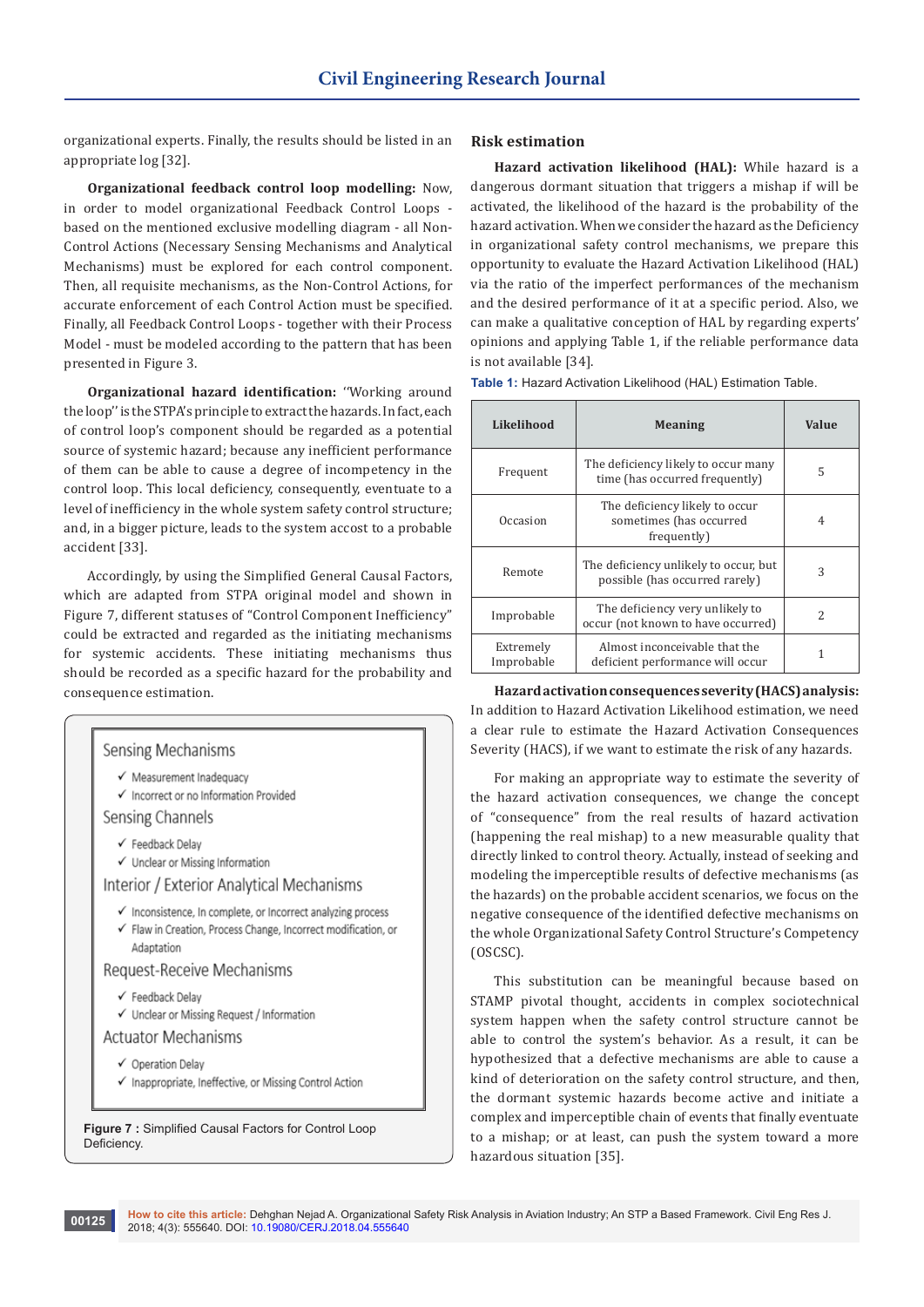organizational experts. Finally, the results should be listed in an appropriate log [32].

**Organizational feedback control loop modelling:** Now, in order to model organizational Feedback Control Loops - based on the mentioned exclusive modelling diagram - all Non-Control Actions (Necessary Sensing Mechanisms and Analytical Mechanisms) must be explored for each control component. Then, all requisite mechanisms, as the Non-Control Actions, for accurate enforcement of each Control Action must be specified. Finally, all Feedback Control Loops - together with their Process Model - must be modeled according to the pattern that has been presented in Figure 3.

**Organizational hazard identification:** ''Working around the loop'' is the STPA's principle to extract the hazards. In fact, each of control loop's component should be regarded as a potential source of systemic hazard; because any inefficient performance of them can be able to cause a degree of incompetency in the control loop. This local deficiency, consequently, eventuate to a level of inefficiency in the whole system safety control structure; and, in a bigger picture, leads to the system accost to a probable accident [33].

Accordingly, by using the Simplified General Causal Factors, which are adapted from STPA original model and shown in Figure 7, different statuses of "Control Component Inefficiency" could be extracted and regarded as the initiating mechanisms for systemic accidents. These initiating mechanisms thus should be recorded as a specific hazard for the probability and consequence estimation.

Sensing Mechanisms
- ✓ Measurement Inadequacy
- ✓ Incorrect or no Information Provided

Sensing Channels
- ✓ Feedback Delay
- ✓ Unclear or Missing Information

Interior / Exterior Analytical Mechanisms
- ✓ Inconsistence, In complete, or Incorrect analyzing process
- ✓ Flaw in Creation, Process Change, Incorrect modification, or Adaptation

Request-Receive Mechanisms
- ✓ Feedback Delay
- ✓ Unclear or Missing Request / Information

Actuator Mechanisms
- ✓ Operation Delay
- ✓ Inappropriate, Ineffective, or Missing Control Action

**Figure 7 :** Simplified Causal Factors for Control Loop Deficiency.

## Risk estimation

**Hazard activation likelihood (HAL):** While hazard is a dangerous dormant situation that triggers a mishap if will be activated, the likelihood of the hazard is the probability of the hazard activation. When we consider the hazard as the Deficiency in organizational safety control mechanisms, we prepare this opportunity to evaluate the Hazard Activation Likelihood (HAL) via the ratio of the imperfect performances of the mechanism and the desired performance of it at a specific period. Also, we can make a qualitative conception of HAL by regarding experts' opinions and applying Table 1, if the reliable performance data is not available [34].

**Table 1:** Hazard Activation Likelihood (HAL) Estimation Table.

| Likelihood | Meaning | Value |
|---|---|---|
| Frequent | The deficiency likely to occur many time (has occurred frequently) | 5 |
| Occasion | The deficiency likely to occur sometimes (has occurred frequently) | 4 |
| Remote | The deficiency unlikely to occur, but possible (has occurred rarely) | 3 |
| Improbable | The deficiency very unlikely to occur (not known to have occurred) | 2 |
| Extremely Improbable | Almost inconceivable that the deficient performance will occur | 1 |

**Hazard activation consequences severity (HACS) analysis:** In addition to Hazard Activation Likelihood estimation, we need a clear rule to estimate the Hazard Activation Consequences Severity (HACS), if we want to estimate the risk of any hazards.

For making an appropriate way to estimate the severity of the hazard activation consequences, we change the concept of "consequence" from the real results of hazard activation (happening the real mishap) to a new measurable quality that directly linked to control theory. Actually, instead of seeking and modeling the imperceptible results of defective mechanisms (as the hazards) on the probable accident scenarios, we focus on the negative consequence of the identified defective mechanisms on the whole Organizational Safety Control Structure's Competency (OSCSC).

This substitution can be meaningful because based on STAMP pivotal thought, accidents in complex sociotechnical system happen when the safety control structure cannot be able to control the system's behavior. As a result, it can be hypothesized that a defective mechanisms are able to cause a kind of deterioration on the safety control structure, and then, the dormant systemic hazards become active and initiate a complex and imperceptible chain of events that finally eventuate to a mishap; or at least, can push the system toward a more hazardous situation [35].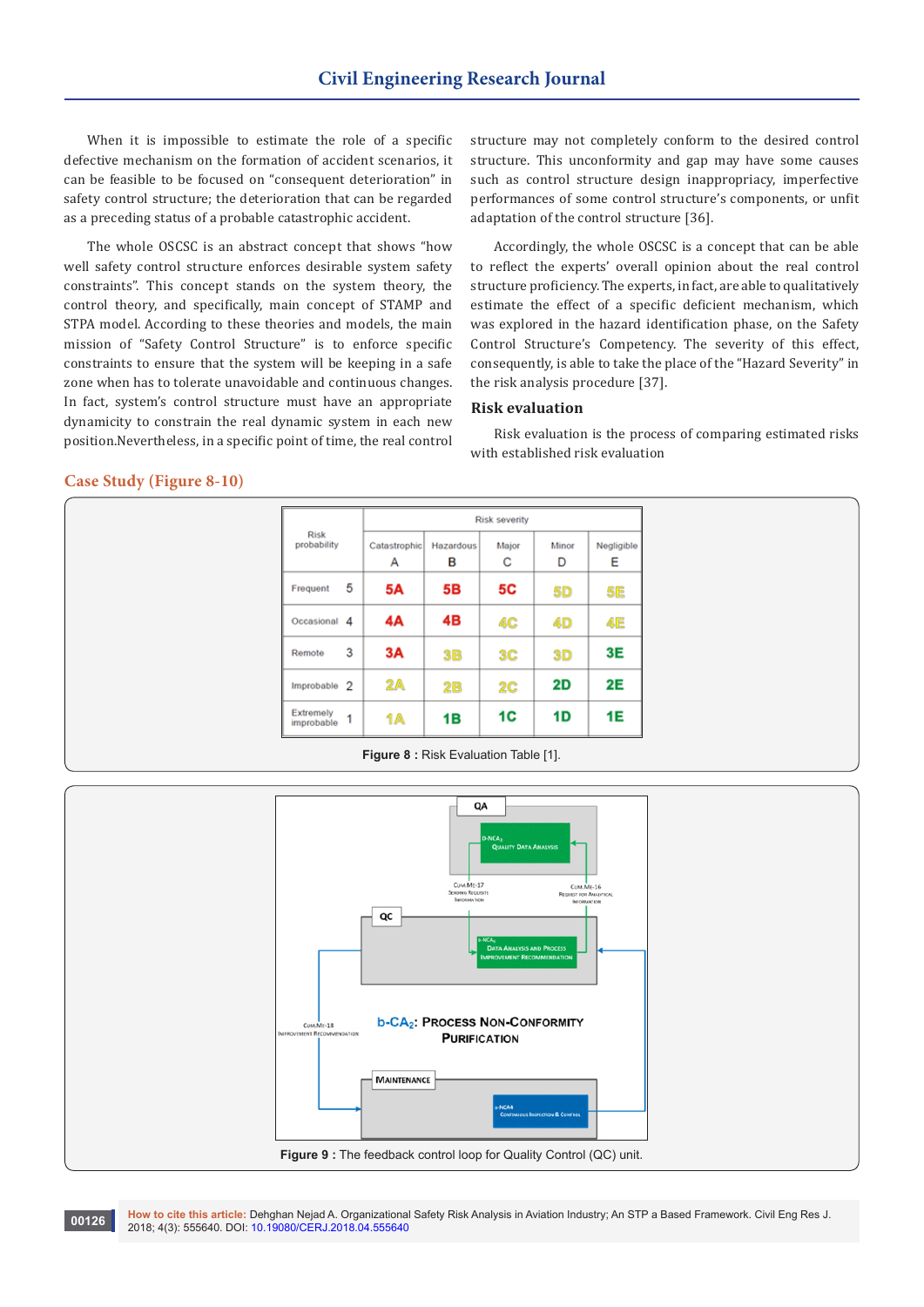When it is impossible to estimate the role of a specific defective mechanism on the formation of accident scenarios, it can be feasible to be focused on "consequent deterioration" in safety control structure; the deterioration that can be regarded as a preceding status of a probable catastrophic accident.

The whole OSCSC is an abstract concept that shows "how well safety control structure enforces desirable system safety constraints". This concept stands on the system theory, the control theory, and specifically, main concept of STAMP and STPA model. According to these theories and models, the main mission of "Safety Control Structure" is to enforce specific constraints to ensure that the system will be keeping in a safe zone when has to tolerate unavoidable and continuous changes. In fact, system's control structure must have an appropriate dynamicity to constrain the real dynamic system in each new position.Nevertheless, in a specific point of time, the real control structure may not completely conform to the desired control structure. This unconformity and gap may have some causes such as control structure design inappropriacy, imperfective performances of some control structure's components, or unfit adaptation of the control structure [36].

Accordingly, the whole OSCSC is a concept that can be able to reflect the experts' overall opinion about the real control structure proficiency. The experts, in fact, are able to qualitatively estimate the effect of a specific deficient mechanism, which was explored in the hazard identification phase, on the Safety Control Structure's Competency. The severity of this effect, consequently, is able to take the place of the "Hazard Severity" in the risk analysis procedure [37].

## Risk evaluation

Risk evaluation is the process of comparing estimated risks with established risk evaluation

## Case Study (Figure 8-10)

| Risk probability | | Risk severity | | | | |
|---|---|---|---|---|---|---|
| | | Catastrophic A | Hazardous B | Major C | Minor D | Negligible E |
| Frequent | 5 | 5A | 5B | 5C | 5D | 5E |
| Occasional | 4 | 4A | 4B | 4C | 4D | 4E |
| Remote | 3 | 3A | 3B | 3C | 3D | 3E |
| Improbable | 2 | 2A | 2B | 2C | 2D | 2E |
| Extremely improbable | 1 | 1A | 1B | 1C | 1D | 1E |

**Figure 8 :** Risk Evaluation Table [1].

**Figure 9 :** The feedback control loop for Quality Control (QC) unit.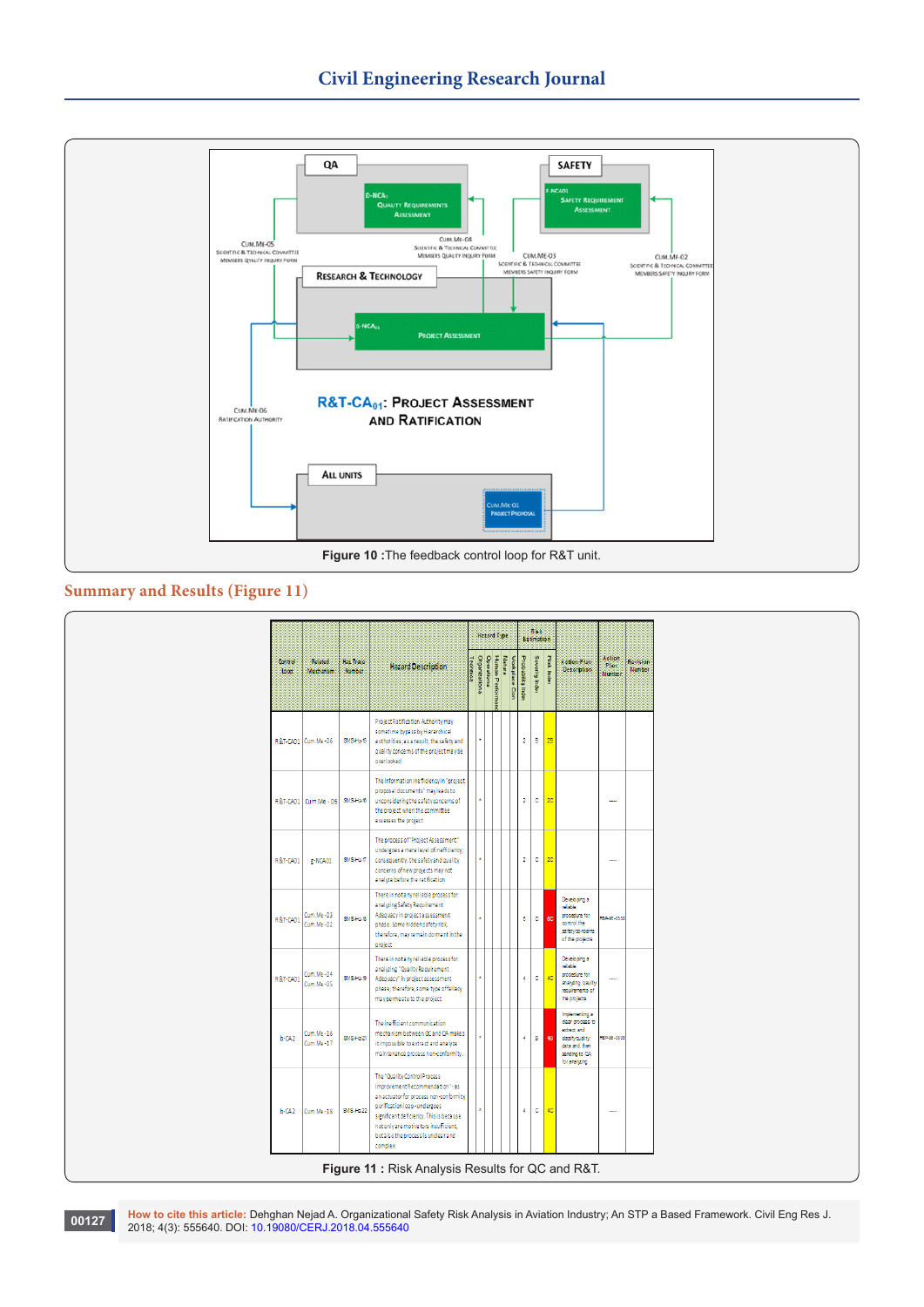Figure 10 :The feedback control loop for R&T unit.

## Summary and Results (Figure 11)

| Control Loop | Related Mechanism | Haz Track Number | Hazard Description | Hazard Type | | | | | Risk Estimation | | | Action Plan Description | Action Plan Number | Revision Number |
|---|---|---|---|---|---|---|---|---|---|---|---|---|---|---|
| | | | | Technical | Organizational | Operational | Human Performance | Nature | Probability Index | Severity Index | Risk Level | | | |
| R&T-CA01 | Cum.Me-06 | SMS-Ha-15 | Project Ratification Authority may sometime bypass by Hierarchical authorities, as a result, the safety and quality concerns of the project may be overlooked | | * | | | | 2 | B | 2B | | | |
| R&T-CA01 | Cum.Me - 05 | SMS-Ha-16 | The information inefficiency in "project proposal documents" may leads to unconsidering the safety concerns of the project when the committee assesses the project | | * | | | | 2 | C | 2C | | ---- | |
| R&T-CA01 | g-NCA01 | SMS-Ha-17 | The process of "Project Assessment" undergoes a mere level of inefficiency; consequently, the safety and quality concerns of new projects may not analyze before the ratification | | * | | | | 2 | C | 2C | | ---- | |
| R&T-CA01 | Cum.Me-03 Cum.Me-02 | SMS-Ha-18 | There in not any reliable process for analyzing Safety Requirement Adequacy in project assessment phase. Some hidden safety risk, therefore, may remain dormant in the project | | * | | | | 5 | C | 5C | Developing a reliable procedure for control the safety concerns of the projects | PSP-98-0002 | |
| R&T-CA01 | Cum.Me-04 Cum.Me-05 | SMS-Ha-19 | There in not any reliable process for analyzing "Quality Requirement Adequacy" in project assessment phase, therefore, some type of fallacy may permeate to the project | | * | | | | 4 | C | 4C | Developing a reliable procedure for analyzing quality requirements of the projects | ---- | |
| b-CA2 | Cum.Me-16 Cum.Me-17 | SMS-Ha-21 | The inefficient communication mechanism between QC and QA makes it impossible to extract and analyze maintenance process non-conformity. | | * | | | | 4 | B | 4B | Implementing a clear process to extract and classify quality data and then sending to QA for analyzing | PSP-98-0003 | |
| b-CA2 | Cum.Me-18 | SMS-Ha-22 | The "Quality Control Process Improvement Recommendation" - as an actuator for process non-conformity rectification loop - undergoes significant deficiency. This is because not only are motivators insufficient, but also the process is unclear and complex | | * | | | | 4 | C | 4C | | ---- | |

Figure 11 : Risk Analysis Results for QC and R&T.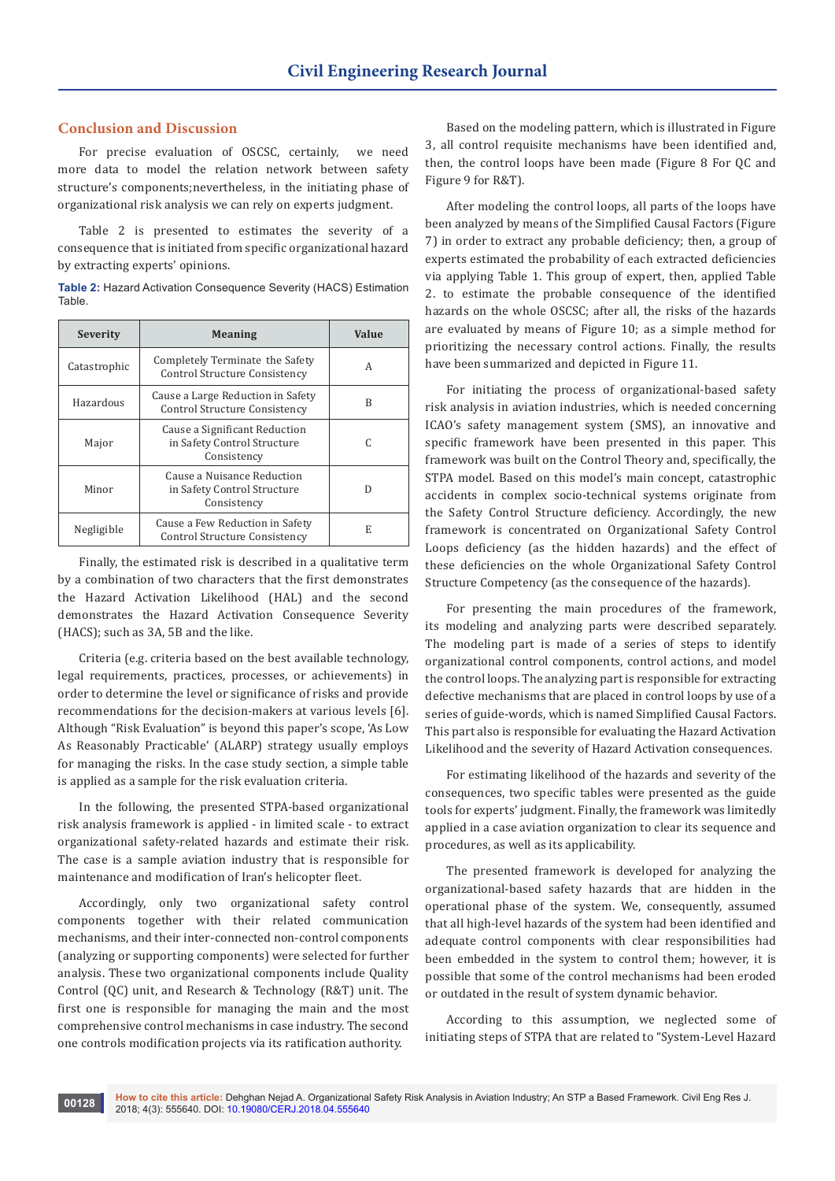## Conclusion and Discussion

For precise evaluation of OSCSC, certainly, we need more data to model the relation network between safety structure's components;nevertheless, in the initiating phase of organizational risk analysis we can rely on experts judgment.

Table 2 is presented to estimates the severity of a consequence that is initiated from specific organizational hazard by extracting experts' opinions.

**Table 2:** Hazard Activation Consequence Severity (HACS) Estimation Table.

| Severity | Meaning | Value |
|---|---|---|
| Catastrophic | Completely Terminate the Safety Control Structure Consistency | A |
| Hazardous | Cause a Large Reduction in Safety Control Structure Consistency | B |
| Major | Cause a Significant Reduction in Safety Control Structure Consistency | C |
| Minor | Cause a Nuisance Reduction in Safety Control Structure Consistency | D |
| Negligible | Cause a Few Reduction in Safety Control Structure Consistency | E |

Finally, the estimated risk is described in a qualitative term by a combination of two characters that the first demonstrates the Hazard Activation Likelihood (HAL) and the second demonstrates the Hazard Activation Consequence Severity (HACS); such as 3A, 5B and the like.

Criteria (e.g. criteria based on the best available technology, legal requirements, practices, processes, or achievements) in order to determine the level or significance of risks and provide recommendations for the decision-makers at various levels [6]. Although "Risk Evaluation" is beyond this paper's scope, 'As Low As Reasonably Practicable' (ALARP) strategy usually employs for managing the risks. In the case study section, a simple table is applied as a sample for the risk evaluation criteria.

In the following, the presented STPA-based organizational risk analysis framework is applied - in limited scale - to extract organizational safety-related hazards and estimate their risk. The case is a sample aviation industry that is responsible for maintenance and modification of Iran's helicopter fleet.

Accordingly, only two organizational safety control components together with their related communication mechanisms, and their inter-connected non-control components (analyzing or supporting components) were selected for further analysis. These two organizational components include Quality Control (QC) unit, and Research & Technology (R&T) unit. The first one is responsible for managing the main and the most comprehensive control mechanisms in case industry. The second one controls modification projects via its ratification authority.

Based on the modeling pattern, which is illustrated in Figure 3, all control requisite mechanisms have been identified and, then, the control loops have been made (Figure 8 For QC and Figure 9 for R&T).

After modeling the control loops, all parts of the loops have been analyzed by means of the Simplified Causal Factors (Figure 7) in order to extract any probable deficiency; then, a group of experts estimated the probability of each extracted deficiencies via applying Table 1. This group of expert, then, applied Table 2. to estimate the probable consequence of the identified hazards on the whole OSCSC; after all, the risks of the hazards are evaluated by means of Figure 10; as a simple method for prioritizing the necessary control actions. Finally, the results have been summarized and depicted in Figure 11.

For initiating the process of organizational-based safety risk analysis in aviation industries, which is needed concerning ICAO's safety management system (SMS), an innovative and specific framework have been presented in this paper. This framework was built on the Control Theory and, specifically, the STPA model. Based on this model's main concept, catastrophic accidents in complex socio-technical systems originate from the Safety Control Structure deficiency. Accordingly, the new framework is concentrated on Organizational Safety Control Loops deficiency (as the hidden hazards) and the effect of these deficiencies on the whole Organizational Safety Control Structure Competency (as the consequence of the hazards).

For presenting the main procedures of the framework, its modeling and analyzing parts were described separately. The modeling part is made of a series of steps to identify organizational control components, control actions, and model the control loops. The analyzing part is responsible for extracting defective mechanisms that are placed in control loops by use of a series of guide-words, which is named Simplified Causal Factors. This part also is responsible for evaluating the Hazard Activation Likelihood and the severity of Hazard Activation consequences.

For estimating likelihood of the hazards and severity of the consequences, two specific tables were presented as the guide tools for experts' judgment. Finally, the framework was limitedly applied in a case aviation organization to clear its sequence and procedures, as well as its applicability.

The presented framework is developed for analyzing the organizational-based safety hazards that are hidden in the operational phase of the system. We, consequently, assumed that all high-level hazards of the system had been identified and adequate control components with clear responsibilities had been embedded in the system to control them; however, it is possible that some of the control mechanisms had been eroded or outdated in the result of system dynamic behavior.

According to this assumption, we neglected some of initiating steps of STPA that are related to "System-Level Hazard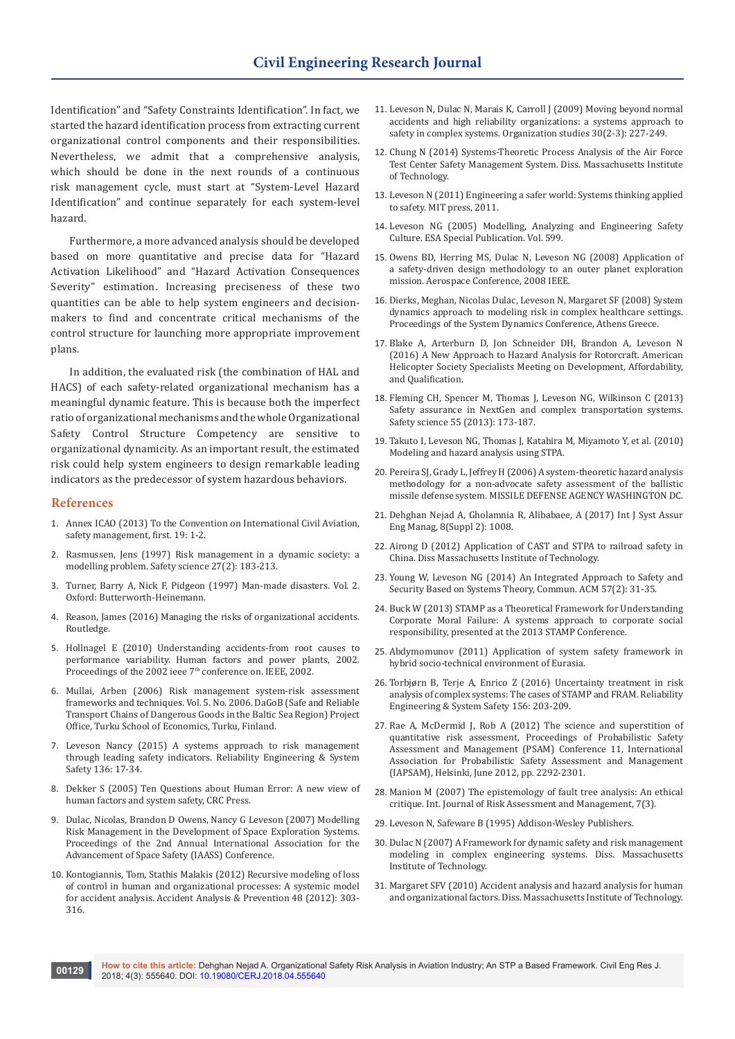Identification" and "Safety Constraints Identification". In fact, we started the hazard identification process from extracting current organizational control components and their responsibilities. Nevertheless, we admit that a comprehensive analysis, which should be done in the next rounds of a continuous risk management cycle, must start at "System-Level Hazard Identification" and continue separately for each system-level hazard.

Furthermore, a more advanced analysis should be developed based on more quantitative and precise data for "Hazard Activation Likelihood" and "Hazard Activation Consequences Severity" estimation. Increasing preciseness of these two quantities can be able to help system engineers and decision-makers to find and concentrate critical mechanisms of the control structure for launching more appropriate improvement plans.

In addition, the evaluated risk (the combination of HAL and HACS) of each safety-related organizational mechanism has a meaningful dynamic feature. This is because both the imperfect ratio of organizational mechanisms and the whole Organizational Safety Control Structure Competency are sensitive to organizational dynamicity. As an important result, the estimated risk could help system engineers to design remarkable leading indicators as the predecessor of system hazardous behaviors.

## References

1. Annex ICAO (2013) To the Convention on International Civil Aviation, safety management, first. 19: 1-2.
2. Rasmussen, Jens (1997) Risk management in a dynamic society: a modelling problem. Safety science 27(2): 183-213.
3. Turner, Barry A, Nick F, Pidgeon (1997) Man-made disasters. Vol. 2. Oxford: Butterworth-Heinemann.
4. Reason, James (2016) Managing the risks of organizational accidents. Routledge.
5. Hollnagel E (2010) Understanding accidents-from root causes to performance variability. Human factors and power plants, 2002. Proceedings of the 2002 ieee 7th conference on. IEEE, 2002.
6. Mullai, Arben (2006) Risk management system-risk assessment frameworks and techniques. Vol. 5. No. 2006. DaGoB (Safe and Reliable Transport Chains of Dangerous Goods in the Baltic Sea Region) Project Office, Turku School of Economics, Turku, Finland.
7. Leveson Nancy (2015) A systems approach to risk management through leading safety indicators. Reliability Engineering & System Safety 136: 17-34.
8. Dekker S (2005) Ten Questions about Human Error: A new view of human factors and system safety, CRC Press.
9. Dulac, Nicolas, Brandon D Owens, Nancy G Leveson (2007) Modelling Risk Management in the Development of Space Exploration Systems. Proceedings of the 2nd Annual International Association for the Advancement of Space Safety (IAASS) Conference.
10. Kontogiannis, Tom, Stathis Malakis (2012) Recursive modeling of loss of control in human and organizational processes: A systemic model for accident analysis. Accident Analysis & Prevention 48 (2012): 303-316.
11. Leveson N, Dulac N, Marais K, Carroll J (2009) Moving beyond normal accidents and high reliability organizations: a systems approach to safety in complex systems. Organization studies 30(2-3): 227-249.
12. Chung N (2014) Systems-Theoretic Process Analysis of the Air Force Test Center Safety Management System. Diss. Massachusetts Institute of Technology.
13. Leveson N (2011) Engineering a safer world: Systems thinking applied to safety. MIT press, 2011.
14. Leveson NG (2005) Modelling, Analyzing and Engineering Safety Culture. ESA Special Publication. Vol. 599.
15. Owens BD, Herring MS, Dulac N, Leveson NG (2008) Application of a safety-driven design methodology to an outer planet exploration mission. Aerospace Conference, 2008 IEEE.
16. Dierks, Meghan, Nicolas Dulac, Leveson N, Margaret SF (2008) System dynamics approach to modeling risk in complex healthcare settings. Proceedings of the System Dynamics Conference, Athens Greece.
17. Blake A, Arterburn D, Jon Schneider DH, Brandon A, Leveson N (2016) A New Approach to Hazard Analysis for Rotorcraft. American Helicopter Society Specialists Meeting on Development, Affordability, and Qualification.
18. Fleming CH, Spencer M, Thomas J, Leveson NG, Wilkinson C (2013) Safety assurance in NextGen and complex transportation systems. Safety science 55 (2013): 173-187.
19. Takuto I, Leveson NG, Thomas J, Katahira M, Miyamoto Y, et al. (2010) Modeling and hazard analysis using STPA.
20. Pereira SJ, Grady L, Jeffrey H (2006) A system-theoretic hazard analysis methodology for a non-advocate safety assessment of the ballistic missile defense system. MISSILE DEFENSE AGENCY WASHINGTON DC.
21. Dehghan Nejad A, Gholamnia R, Alibabaee, A (2017) Int J Syst Assur Eng Manag, 8(Suppl 2): 1008.
22. Airong D (2012) Application of CAST and STPA to railroad safety in China. Diss Massachusetts Institute of Technology.
23. Young W, Leveson NG (2014) An Integrated Approach to Safety and Security Based on Systems Theory, Commun. ACM 57(2): 31-35.
24. Buck W (2013) STAMP as a Theoretical Framework for Understanding Corporate Moral Failure: A systems approach to corporate social responsibility, presented at the 2013 STAMP Conference.
25. Abdymomunov (2011) Application of system safety framework in hybrid socio-technical environment of Eurasia.
26. Torbjørn B, Terje A, Enrico Z (2016) Uncertainty treatment in risk analysis of complex systems: The cases of STAMP and FRAM. Reliability Engineering & System Safety 156: 203-209.
27. Rae A, McDermid J, Rob A (2012) The science and superstition of quantitative risk assessment, Proceedings of Probabilistic Safety Assessment and Management (PSAM) Conference 11, International Association for Probabilistic Safety Assessment and Management (IAPSAM), Helsinki, June 2012, pp. 2292-2301.
28. Manion M (2007) The epistemology of fault tree analysis: An ethical critique. Int. Journal of Risk Assessment and Management, 7(3).
29. Leveson N, Safeware B (1995) Addison-Wesley Publishers.
30. Dulac N (2007) A Framework for dynamic safety and risk management modeling in complex engineering systems. Diss. Massachusetts Institute of Technology.
31. Margaret SFV (2010) Accident analysis and hazard analysis for human and organizational factors. Diss. Massachusetts Institute of Technology.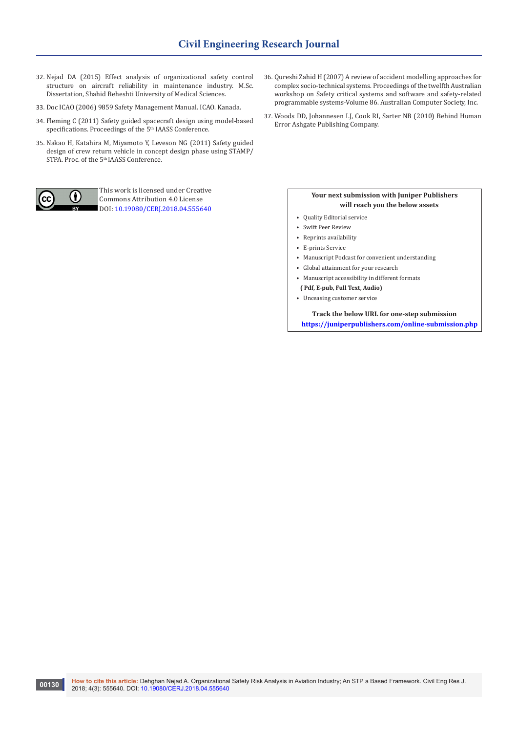32. Nejad DA (2015) Effect analysis of organizational safety control structure on aircraft reliability in maintenance industry. M.Sc. Dissertation, Shahid Beheshti University of Medical Sciences.
33. Doc ICAO (2006) 9859 Safety Management Manual. ICAO. Kanada.
34. Fleming C (2011) Safety guided spacecraft design using model-based specifications. Proceedings of the 5th IAASS Conference.
35. Nakao H, Katahira M, Miyamoto Y, Leveson NG (2011) Safety guided design of crew return vehicle in concept design phase using STAMP/STPA. Proc. of the 5th IAASS Conference.
36. Qureshi Zahid H (2007) A review of accident modelling approaches for complex socio-technical systems. Proceedings of the twelfth Australian workshop on Safety critical systems and software and safety-related programmable systems-Volume 86. Australian Computer Society, Inc.
37. Woods DD, Johannesen LJ, Cook RI, Sarter NB (2010) Behind Human Error Ashgate Publishing Company.

This work is licensed under Creative Commons Attribution 4.0 License
DOI: 10.19080/CERJ.2018.04.555640

**Your next submission with Juniper Publishers will reach you the below assets**

- Quality Editorial service
- Swift Peer Review
- Reprints availability
- E-prints Service
- Manuscript Podcast for convenient understanding
- Global attainment for your research
- Manuscript accessibility in different formats

**( Pdf, E-pub, Full Text, Audio)**

- Unceasing customer service

**Track the below URL for one-step submission**

**https://juniperpublishers.com/online-submission.php**

**How to cite this article:** Dehghan Nejad A. Organizational Safety Risk Analysis in Aviation Industry; An STP a Based Framework. Civil Eng Res J. 2018; 4(3): 555640. DOI: 10.19080/CERJ.2018.04.555640